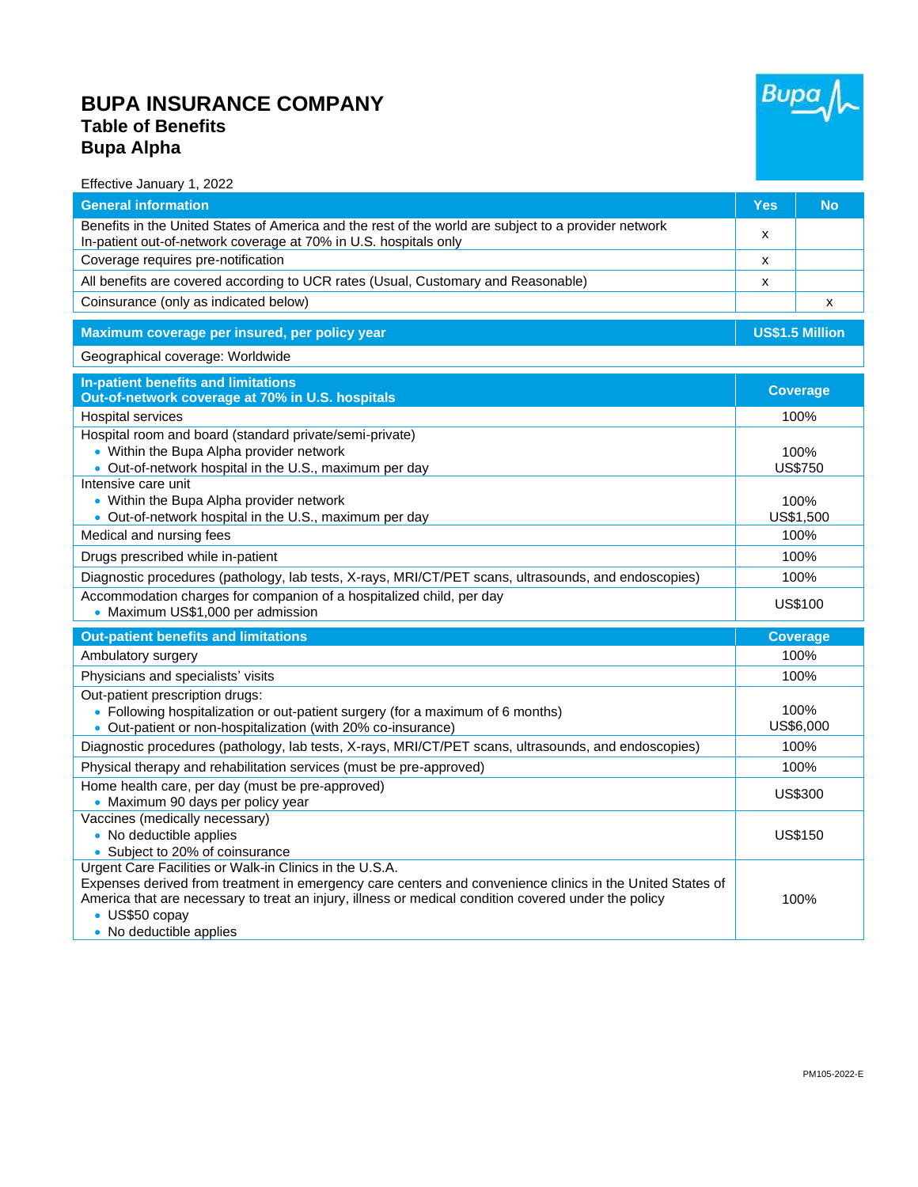# BUPA INSURANCE COMPANY
## Table of Benefits
## Bupa Alpha

Effective January 1, 2022

| General information | Yes | No |
|---|---|---|
| Benefits in the United States of America and the rest of the world are subject to a provider network<br>In-patient out-of-network coverage at 70% in U.S. hospitals only | x | |
| Coverage requires pre-notification | x | |
| All benefits are covered according to UCR rates (Usual, Customary and Reasonable) | x | |
| Coinsurance (only as indicated below) | | x |

| Maximum coverage per insured, per policy year | US$1.5 Million |
|---|---|
| Geographical coverage: Worldwide | |

| In-patient benefits and limitations<br>Out-of-network coverage at 70% in U.S. hospitals | Coverage |
|---|---|
| Hospital services | 100% |
| Hospital room and board (standard private/semi-private)<br>• Within the Bupa Alpha provider network<br>• Out-of-network hospital in the U.S., maximum per day | 100%<br>US$750 |
| Intensive care unit<br>• Within the Bupa Alpha provider network<br>• Out-of-network hospital in the U.S., maximum per day | 100%<br>US$1,500 |
| Medical and nursing fees | 100% |
| Drugs prescribed while in-patient | 100% |
| Diagnostic procedures (pathology, lab tests, X-rays, MRI/CT/PET scans, ultrasounds, and endoscopies) | 100% |
| Accommodation charges for companion of a hospitalized child, per day<br>• Maximum US$1,000 per admission | US$100 |

| Out-patient benefits and limitations | Coverage |
|---|---|
| Ambulatory surgery | 100% |
| Physicians and specialists' visits | 100% |
| Out-patient prescription drugs:<br>• Following hospitalization or out-patient surgery (for a maximum of 6 months)<br>• Out-patient or non-hospitalization (with 20% co-insurance) | 100%<br>US$6,000 |
| Diagnostic procedures (pathology, lab tests, X-rays, MRI/CT/PET scans, ultrasounds, and endoscopies) | 100% |
| Physical therapy and rehabilitation services (must be pre-approved) | 100% |
| Home health care, per day (must be pre-approved)<br>• Maximum 90 days per policy year | US$300 |
| Vaccines (medically necessary)<br>• No deductible applies<br>• Subject to 20% of coinsurance | US$150 |
| Urgent Care Facilities or Walk-in Clinics in the U.S.A.<br>Expenses derived from treatment in emergency care centers and convenience clinics in the United States of America that are necessary to treat an injury, illness or medical condition covered under the policy<br>• US$50 copay<br>• No deductible applies | 100% |

PM105-2022-E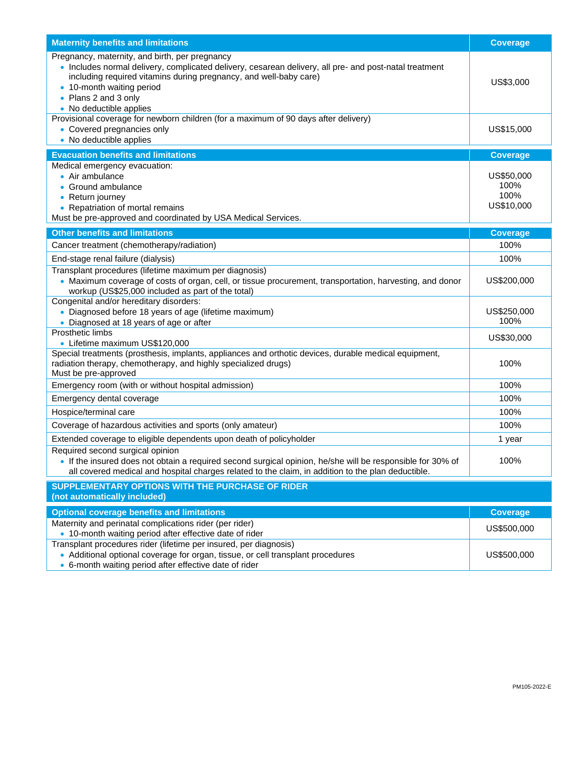| Maternity benefits and limitations | Coverage |
|---|---|
| Pregnancy, maternity, and birth, per pregnancy<br>• Includes normal delivery, complicated delivery, cesarean delivery, all pre- and post-natal treatment including required vitamins during pregnancy, and well-baby care)<br>• 10-month waiting period<br>• Plans 2 and 3 only<br>• No deductible applies | US$3,000 |
| Provisional coverage for newborn children (for a maximum of 90 days after delivery)<br>• Covered pregnancies only<br>• No deductible applies | US$15,000 |

| Evacuation benefits and limitations | Coverage |
|---|---|
| Medical emergency evacuation:<br>• Air ambulance<br>• Ground ambulance<br>• Return journey<br>• Repatriation of mortal remains<br>Must be pre-approved and coordinated by USA Medical Services. | US$50,000<br>100%<br>100%<br>US$10,000 |

| Other benefits and limitations | Coverage |
|---|---|
| Cancer treatment (chemotherapy/radiation) | 100% |
| End-stage renal failure (dialysis) | 100% |
| Transplant procedures (lifetime maximum per diagnosis)<br>• Maximum coverage of costs of organ, cell, or tissue procurement, transportation, harvesting, and donor workup (US$25,000 included as part of the total) | US$200,000 |
| Congenital and/or hereditary disorders:<br>• Diagnosed before 18 years of age (lifetime maximum)<br>• Diagnosed at 18 years of age or after | US$250,000<br>100% |
| Prosthetic limbs<br>• Lifetime maximum US$120,000 | US$30,000 |
| Special treatments (prosthesis, implants, appliances and orthotic devices, durable medical equipment, radiation therapy, chemotherapy, and highly specialized drugs)<br>Must be pre-approved | 100% |
| Emergency room (with or without hospital admission) | 100% |
| Emergency dental coverage | 100% |
| Hospice/terminal care | 100% |
| Coverage of hazardous activities and sports (only amateur) | 100% |
| Extended coverage to eligible dependents upon death of policyholder | 1 year |
| Required second surgical opinion<br>• If the insured does not obtain a required second surgical opinion, he/she will be responsible for 30% of all covered medical and hospital charges related to the claim, in addition to the plan deductible. | 100% |

**SUPPLEMENTARY OPTIONS WITH THE PURCHASE OF RIDER (not automatically included)**

| Optional coverage benefits and limitations | Coverage |
|---|---|
| Maternity and perinatal complications rider (per rider)<br>• 10-month waiting period after effective date of rider | US$500,000 |
| Transplant procedures rider (lifetime per insured, per diagnosis)<br>• Additional optional coverage for organ, tissue, or cell transplant procedures<br>• 6-month waiting period after effective date of rider | US$500,000 |

PM105-2022-E